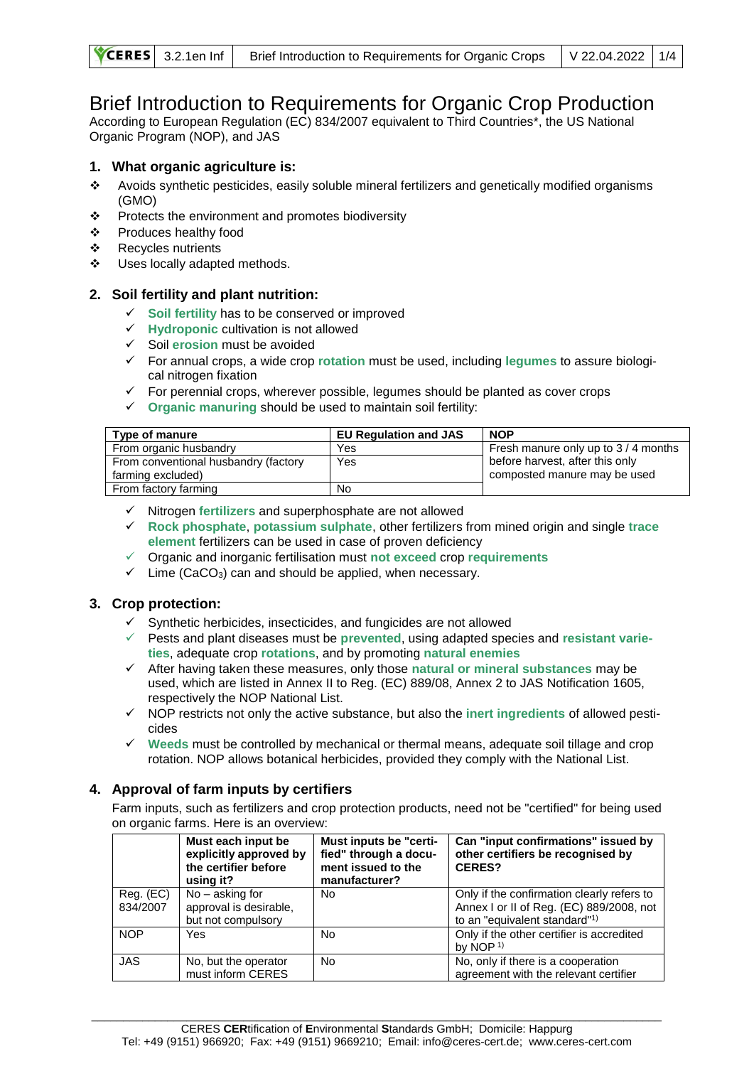# Brief Introduction to Requirements for Organic Crop Production

According to European Regulation (EC) 834/2007 equivalent to Third Countries*, the US National Organic Program (NOP), and JAS

## 1. What organic agriculture is:

- Avoids synthetic pesticides, easily soluble mineral fertilizers and genetically modified organisms (GMO)
- Protects the environment and promotes biodiversity
- Produces healthy food
- Recycles nutrients
- Uses locally adapted methods.

## 2. Soil fertility and plant nutrition:

- ✓ **Soil fertility** has to be conserved or improved
- ✓ **Hydroponic** cultivation is not allowed
- ✓ Soil **erosion** must be avoided
- ✓ For annual crops, a wide crop **rotation** must be used, including **legumes** to assure biological nitrogen fixation
- ✓ For perennial crops, wherever possible, legumes should be planted as cover crops
- ✓ **Organic manuring** should be used to maintain soil fertility:

| Type of manure | EU Regulation and JAS | NOP |
|---|---|---|
| From organic husbandry | Yes | Fresh manure only up to 3 / 4 months before harvest, after this only composted manure may be used |
| From conventional husbandry (factory farming excluded) | Yes | |
| From factory farming | No | |

- ✓ Nitrogen **fertilizers** and superphosphate are not allowed
- ✓ **Rock phosphate**, **potassium sulphate**, other fertilizers from mined origin and single **trace element** fertilizers can be used in case of proven deficiency
- ✓ Organic and inorganic fertilisation must **not exceed** crop **requirements**
- ✓ Lime ($CaCO_3$) can and should be applied, when necessary.

## 3. Crop protection:

- ✓ Synthetic herbicides, insecticides, and fungicides are not allowed
- ✓ Pests and plant diseases must be **prevented**, using adapted species and **resistant varieties**, adequate crop **rotations**, and by promoting **natural enemies**
- ✓ After having taken these measures, only those **natural or mineral substances** may be used, which are listed in Annex II to Reg. (EC) 889/08, Annex 2 to JAS Notification 1605, respectively the NOP National List.
- ✓ NOP restricts not only the active substance, but also the **inert ingredients** of allowed pesticides
- ✓ **Weeds** must be controlled by mechanical or thermal means, adequate soil tillage and crop rotation. NOP allows botanical herbicides, provided they comply with the National List.

## 4. Approval of farm inputs by certifiers

Farm inputs, such as fertilizers and crop protection products, need not be "certified" for being used on organic farms. Here is an overview:

| | Must each input be explicitly approved by the certifier before using it? | Must inputs be "certified" through a document issued to the manufacturer? | Can "input confirmations" issued by other certifiers be recognised by CERES? |
|---|---|---|---|
| Reg. (EC) 834/2007 | No – asking for approval is desirable, but not compulsory | No | Only if the confirmation clearly refers to Annex I or II of Reg. (EC) 889/2008, not to an "equivalent standard"[1)] |
| NOP | Yes | No | Only if the other certifier is accredited by NOP [1)] |
| JAS | No, but the operator must inform CERES | No | No, only if there is a cooperation agreement with the relevant certifier |

CERES **CER**tification of **E**nvironmental **S**tandards GmbH; Domicile: Happurg
Tel: +49 (9151) 966920; Fax: +49 (9151) 9669210; Email: info@ceres-cert.de; www.ceres-cert.com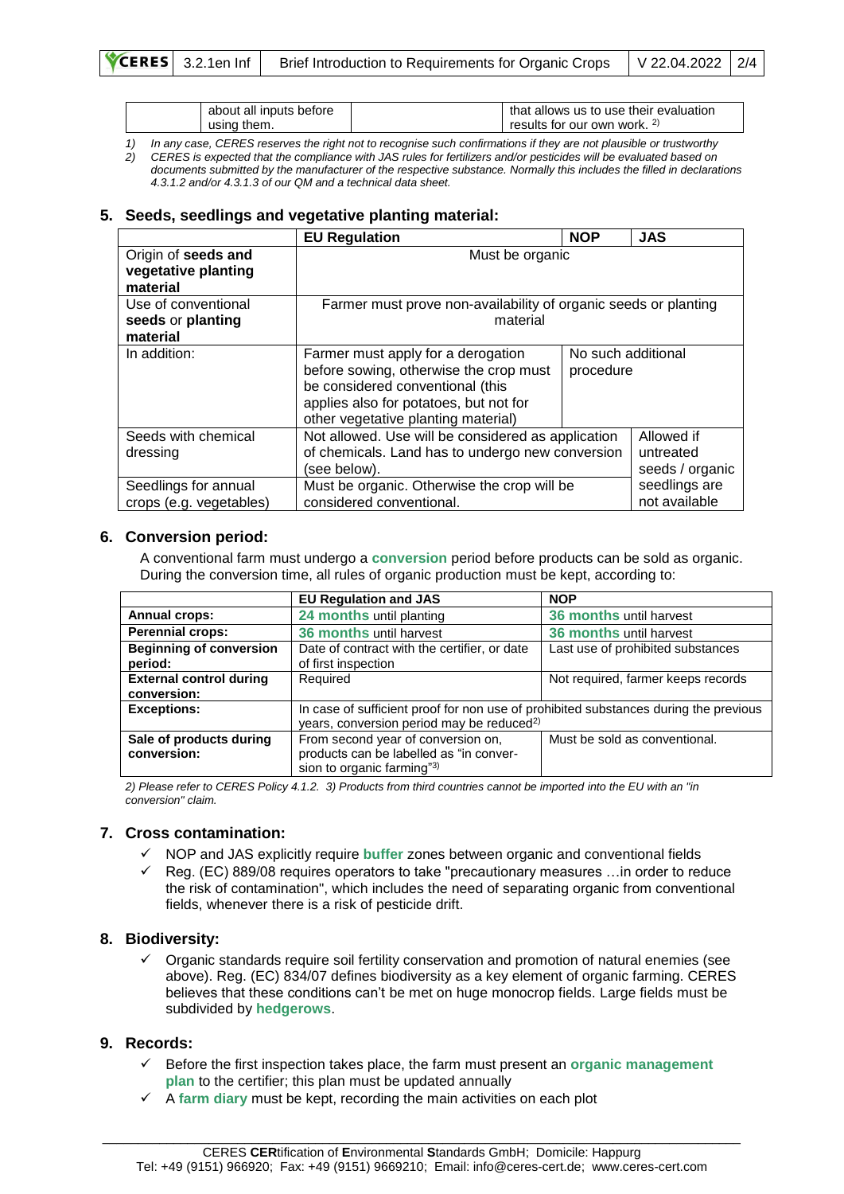| | about all inputs before using them. | | that allows us to use their evaluation results for our own work. [2] |
|---|---|---|---|

*1) In any case, CERES reserves the right not to recognise such confirmations if they are not plausible or trustworthy*
*2) CERES is expected that the compliance with JAS rules for fertilizers and/or pesticides will be evaluated based on documents submitted by the manufacturer of the respective substance. Normally this includes the filled in declarations 4.3.1.2 and/or 4.3.1.3 of our QM and a technical data sheet.*

## 5. Seeds, seedlings and vegetative planting material:

| | EU Regulation | NOP | JAS |
|---|---|---|---|
| Origin of **seeds and vegetative planting material** | Must be organic | | |
| Use of conventional **seeds** or **planting material** | Farmer must prove non-availability of organic seeds or planting material | | |
| In addition: | Farmer must apply for a derogation before sowing, otherwise the crop must be considered conventional (this applies also for potatoes, but not for other vegetative planting material) | No such additional procedure | |
| Seeds with chemical dressing | Not allowed. Use will be considered as application of chemicals. Land has to undergo new conversion (see below). | | Allowed if untreated seeds / organic seedlings are not available |
| Seedlings for annual crops (e.g. vegetables) | Must be organic. Otherwise the crop will be considered conventional. | | |

## 6. Conversion period:

A conventional farm must undergo a **conversion** period before products can be sold as organic. During the conversion time, all rules of organic production must be kept, according to:

| | EU Regulation and JAS | NOP |
|---|---|---|
| **Annual crops:** | **24 months** until planting | **36 months** until harvest |
| **Perennial crops:** | **36 months** until harvest | **36 months** until harvest |
| **Beginning of conversion period:** | Date of contract with the certifier, or date of first inspection | Last use of prohibited substances |
| **External control during conversion:** | Required | Not required, farmer keeps records |
| **Exceptions:** | In case of sufficient proof for non use of prohibited substances during the previous years, conversion period may be reduced[2] | |
| **Sale of products during conversion:** | From second year of conversion on, products can be labelled as "in conversion to organic farming"[3] | Must be sold as conventional. |

*2) Please refer to CERES Policy 4.1.2. 3) Products from third countries cannot be imported into the EU with an "in conversion" claim.*

## 7. Cross contamination:

- ✓ NOP and JAS explicitly require **buffer** zones between organic and conventional fields
- ✓ Reg. (EC) 889/08 requires operators to take "precautionary measures …in order to reduce the risk of contamination", which includes the need of separating organic from conventional fields, whenever there is a risk of pesticide drift.

## 8. Biodiversity:

- ✓ Organic standards require soil fertility conservation and promotion of natural enemies (see above). Reg. (EC) 834/07 defines biodiversity as a key element of organic farming. CERES believes that these conditions can't be met on huge monocrop fields. Large fields must be subdivided by **hedgerows**.

## 9. Records:

- ✓ Before the first inspection takes place, the farm must present an **organic management plan** to the certifier; this plan must be updated annually
- ✓ A **farm diary** must be kept, recording the main activities on each plot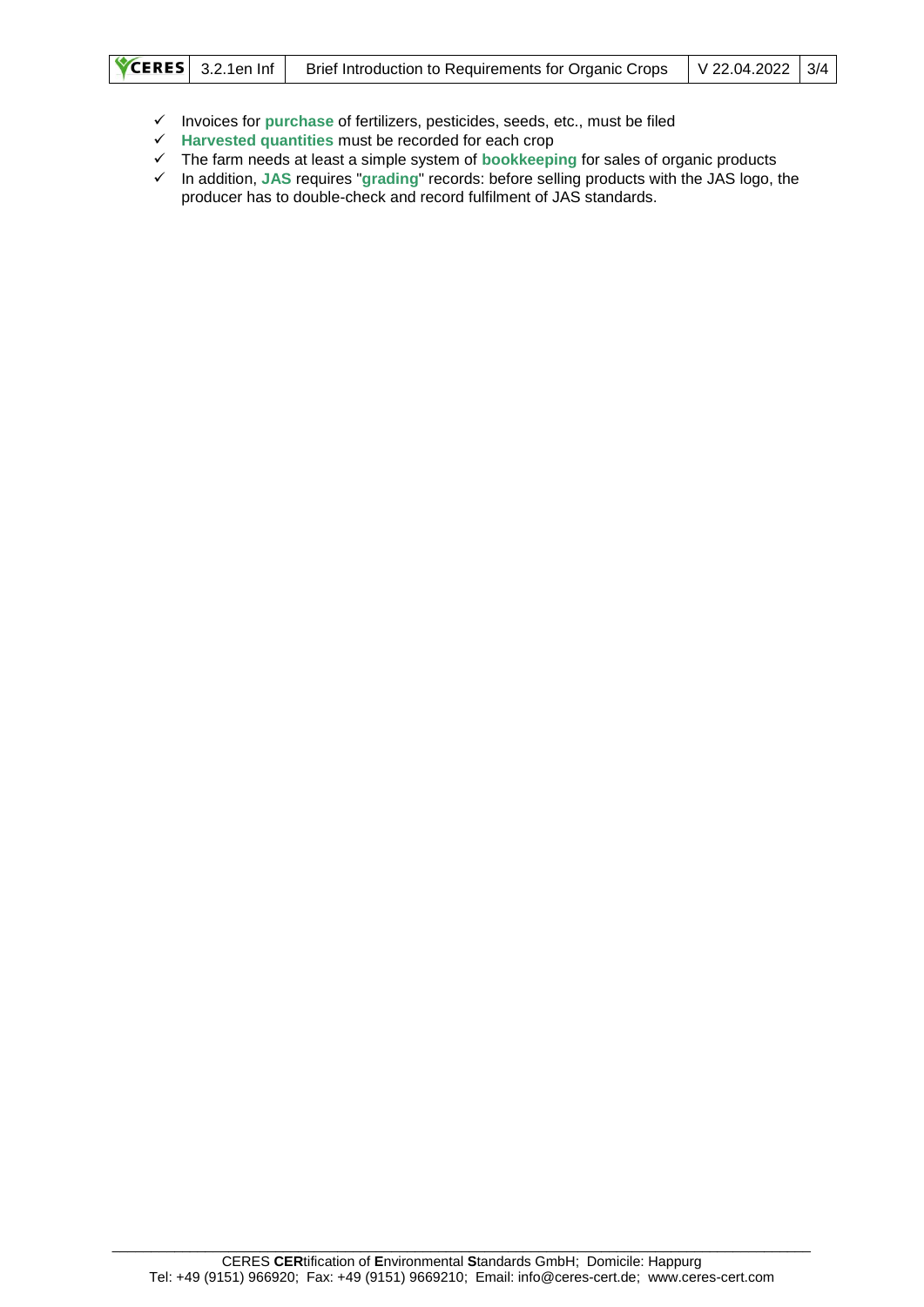- ✓ Invoices for **purchase** of fertilizers, pesticides, seeds, etc., must be filed
- ✓ **Harvested quantities** must be recorded for each crop
- ✓ The farm needs at least a simple system of **bookkeeping** for sales of organic products
- ✓ In addition, **JAS** requires "**grading**" records: before selling products with the JAS logo, the producer has to double-check and record fulfilment of JAS standards.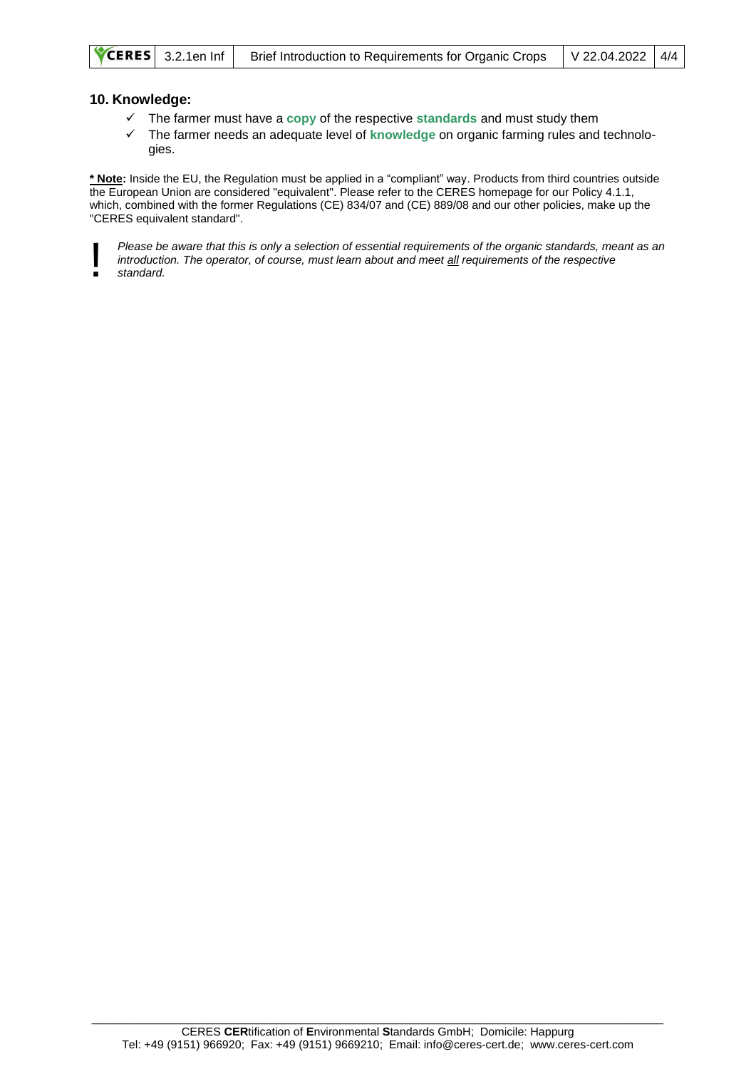## 10. Knowledge:

- ✓ The farmer must have a **copy** of the respective **standards** and must study them
- ✓ The farmer needs an adequate level of **knowledge** on organic farming rules and technologies.

**\* Note:** Inside the EU, the Regulation must be applied in a "compliant" way. Products from third countries outside the European Union are considered "equivalent". Please refer to the CERES homepage for our Policy 4.1.1, which, combined with the former Regulations (CE) 834/07 and (CE) 889/08 and our other policies, make up the "CERES equivalent standard".

**!** *Please be aware that this is only a selection of essential requirements of the organic standards, meant as an introduction. The operator, of course, must learn about and meet all requirements of the respective standard.*